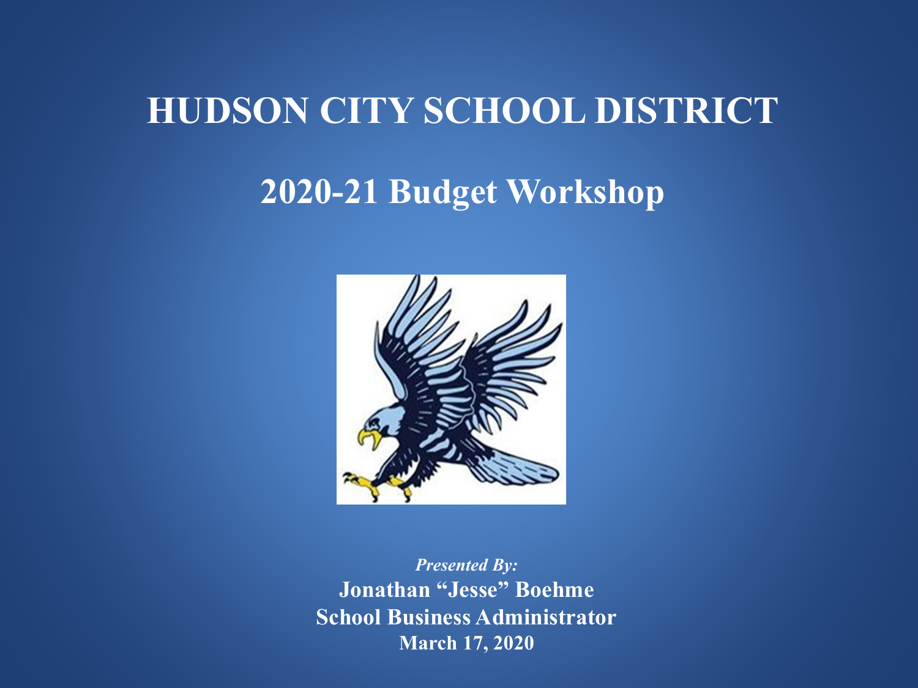# HUDSON CITY SCHOOL DISTRICT

## 2020-21 Budget Workshop

*Presented By:*

**Jonathan "Jesse" Boehme**

**School Business Administrator**

**March 17, 2020**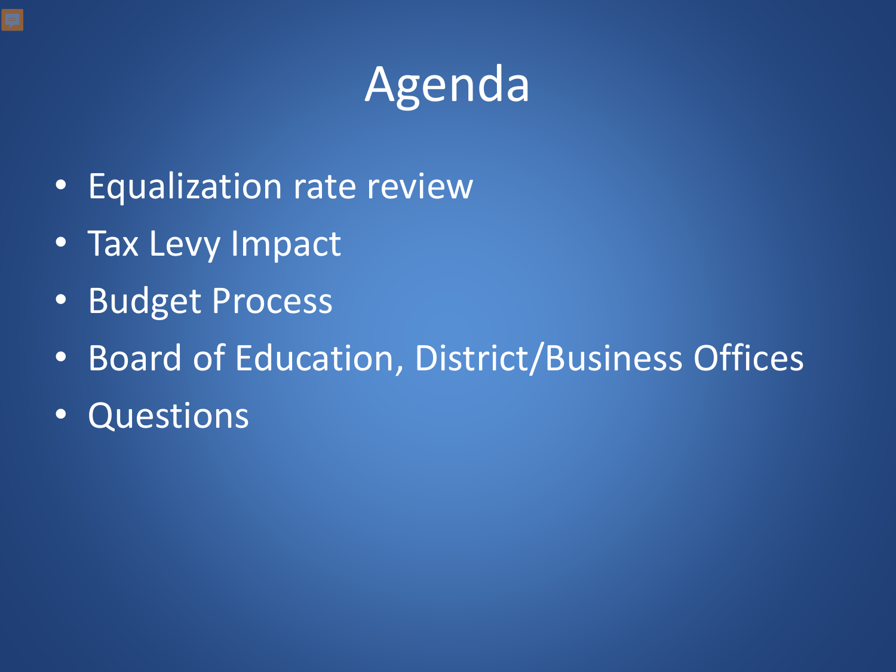# Agenda

- Equalization rate review
- Tax Levy Impact
- Budget Process
- Board of Education, District/Business Offices
- Questions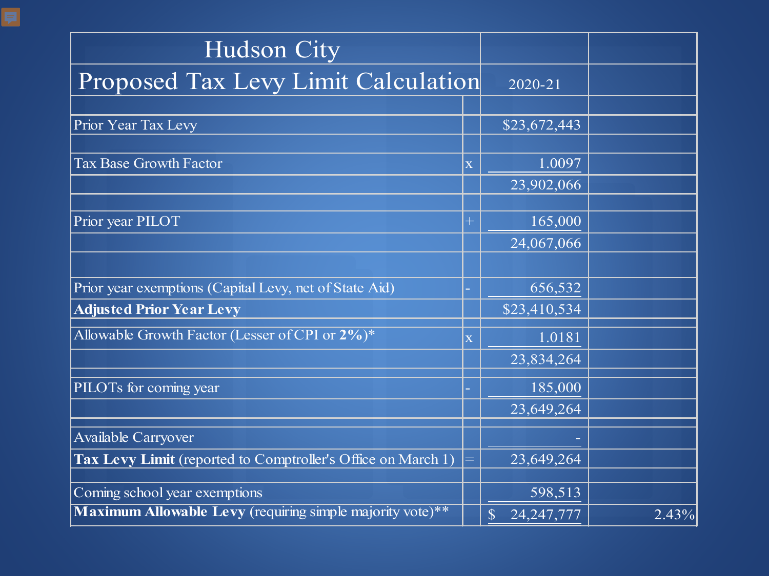# Hudson City

## Proposed Tax Levy Limit Calculation

| | | 2020-21 | |
|---|---|---|---|
| Prior Year Tax Levy | | $23,672,443 | |
| Tax Base Growth Factor | x | 1.0097 | |
| | | 23,902,066 | |
| Prior year PILOT | + | 165,000 | |
| | | 24,067,066 | |
| Prior year exemptions (Capital Levy, net of State Aid) | - | 656,532 | |
| **Adjusted Prior Year Levy** | | $23,410,534 | |
| Allowable Growth Factor (Lesser of CPI or **2%**)* | x | 1.0181 | |
| | | 23,834,264 | |
| PILOTs for coming year | - | 185,000 | |
| | | 23,649,264 | |
| Available Carryover | | - | |
| **Tax Levy Limit** (reported to Comptroller's Office on March 1) | = | 23,649,264 | |
| Coming school year exemptions | | 598,513 | |
| **Maximum Allowable Levy** (requiring simple majority vote)** | | $ 24,247,777 | 2.43% |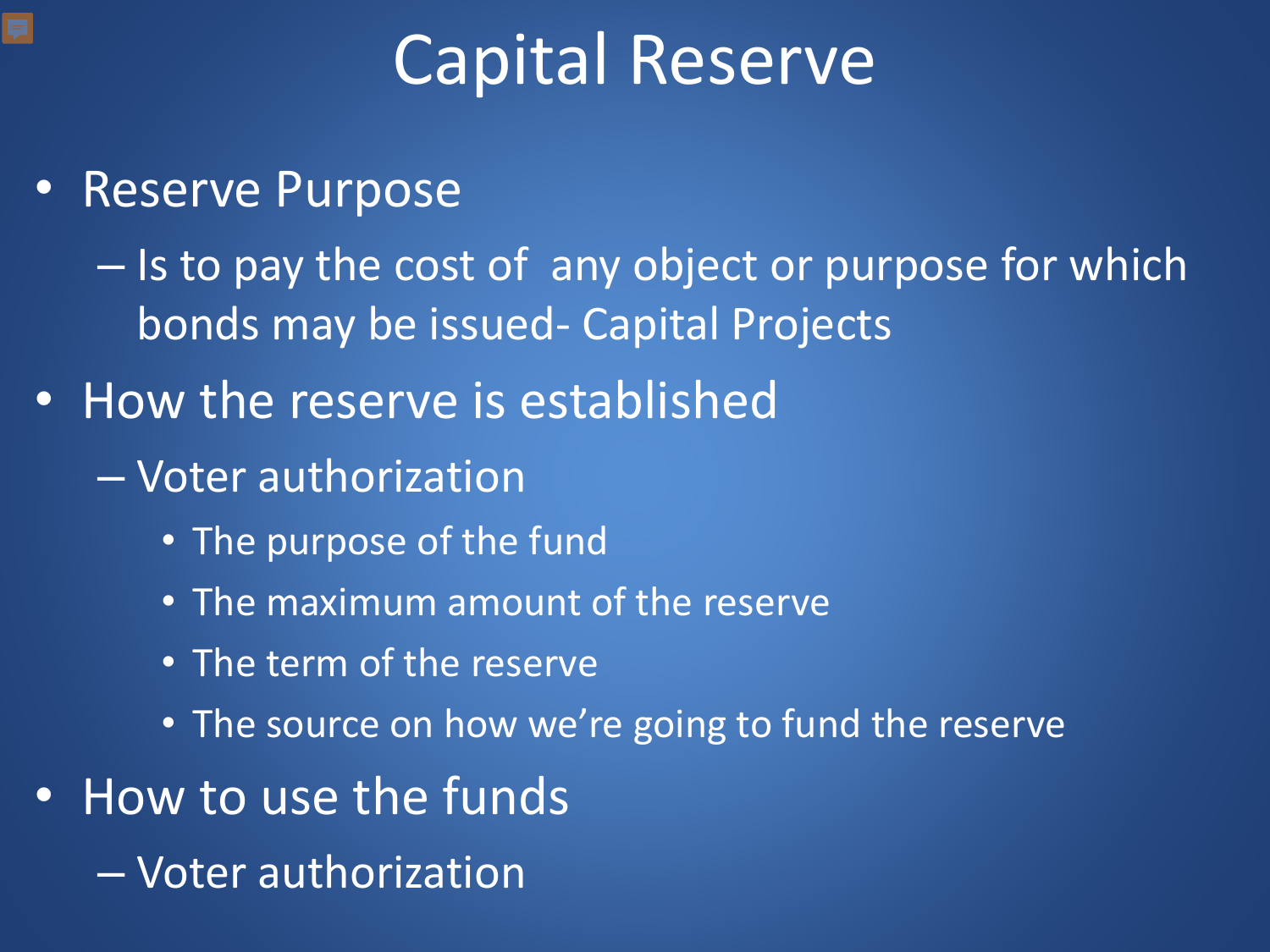# Capital Reserve

- Reserve Purpose
  - Is to pay the cost of any object or purpose for which bonds may be issued- Capital Projects
- How the reserve is established
  - Voter authorization
    - The purpose of the fund
    - The maximum amount of the reserve
    - The term of the reserve
    - The source on how we're going to fund the reserve
- How to use the funds
  - Voter authorization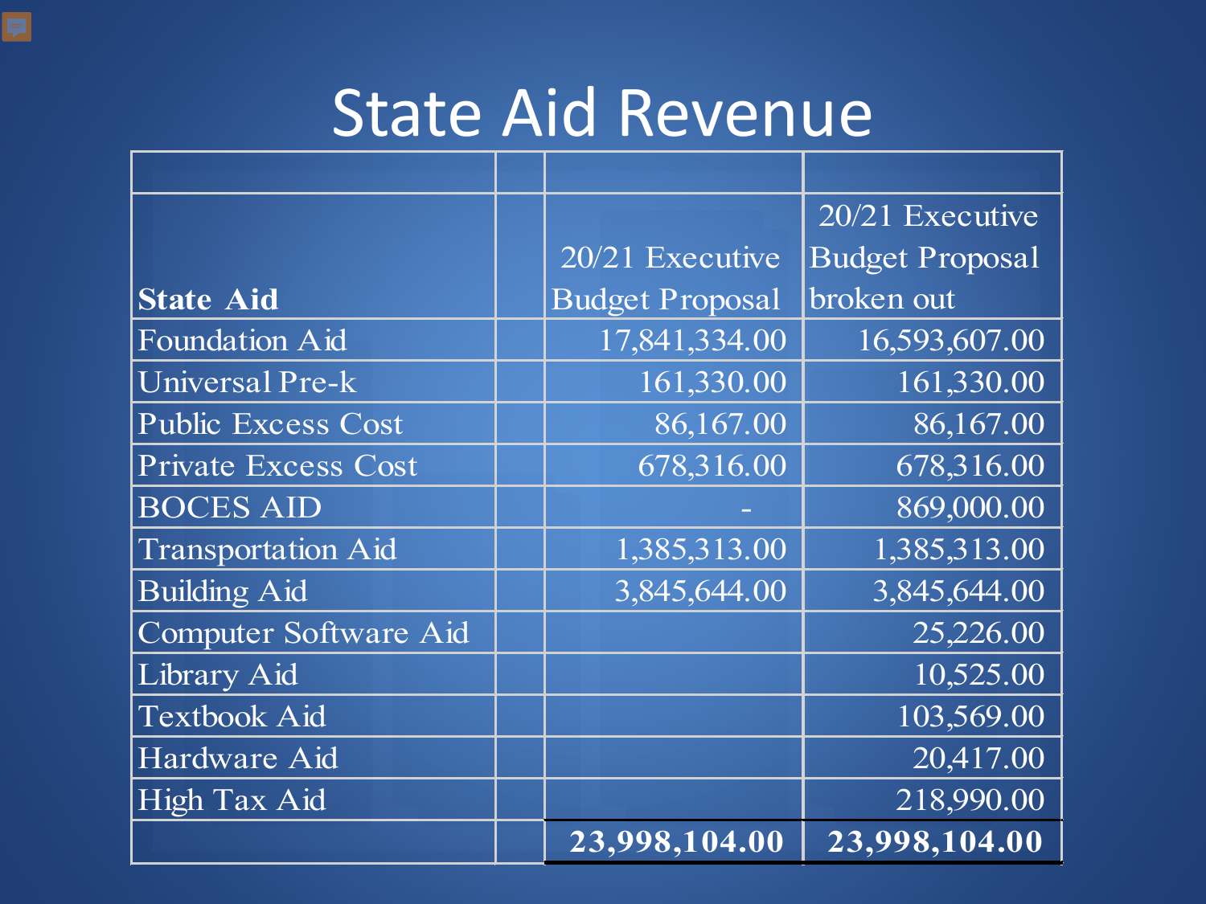# State Aid Revenue

| State Aid | | 20/21 Executive Budget Proposal | 20/21 Executive Budget Proposal broken out |
|---|---|---|---|
| Foundation Aid | | 17,841,334.00 | 16,593,607.00 |
| Universal Pre-k | | 161,330.00 | 161,330.00 |
| Public Excess Cost | | 86,167.00 | 86,167.00 |
| Private Excess Cost | | 678,316.00 | 678,316.00 |
| BOCES AID | | - | 869,000.00 |
| Transportation Aid | | 1,385,313.00 | 1,385,313.00 |
| Building Aid | | 3,845,644.00 | 3,845,644.00 |
| Computer Software Aid | | | 25,226.00 |
| Library Aid | | | 10,525.00 |
| Textbook Aid | | | 103,569.00 |
| Hardware Aid | | | 20,417.00 |
| High Tax Aid | | | 218,990.00 |
| | | **23,998,104.00** | **23,998,104.00** |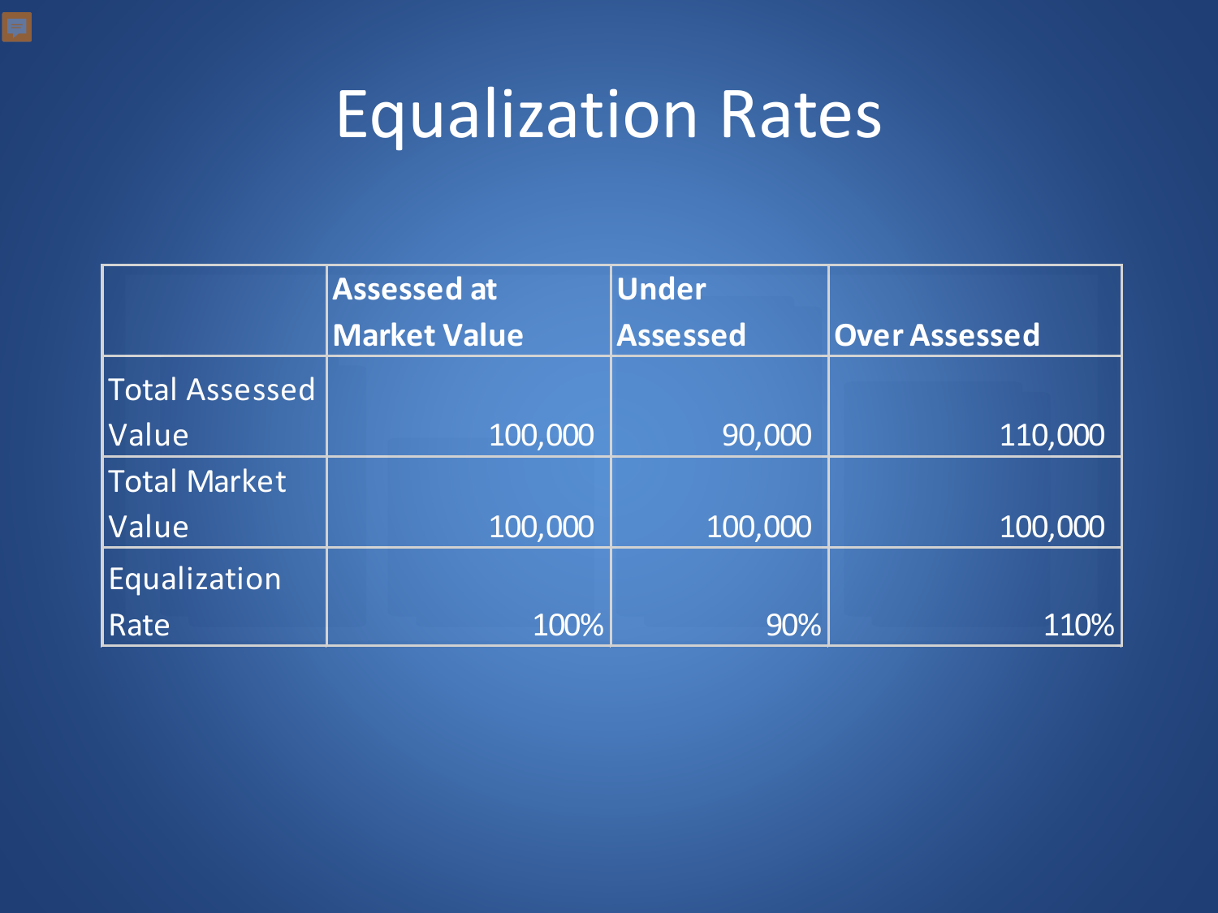# Equalization Rates

| | Assessed at Market Value | Under Assessed | Over Assessed |
|---|---|---|---|
| Total Assessed Value | 100,000 | 90,000 | 110,000 |
| Total Market Value | 100,000 | 100,000 | 100,000 |
| Equalization Rate | 100% | 90% | 110% |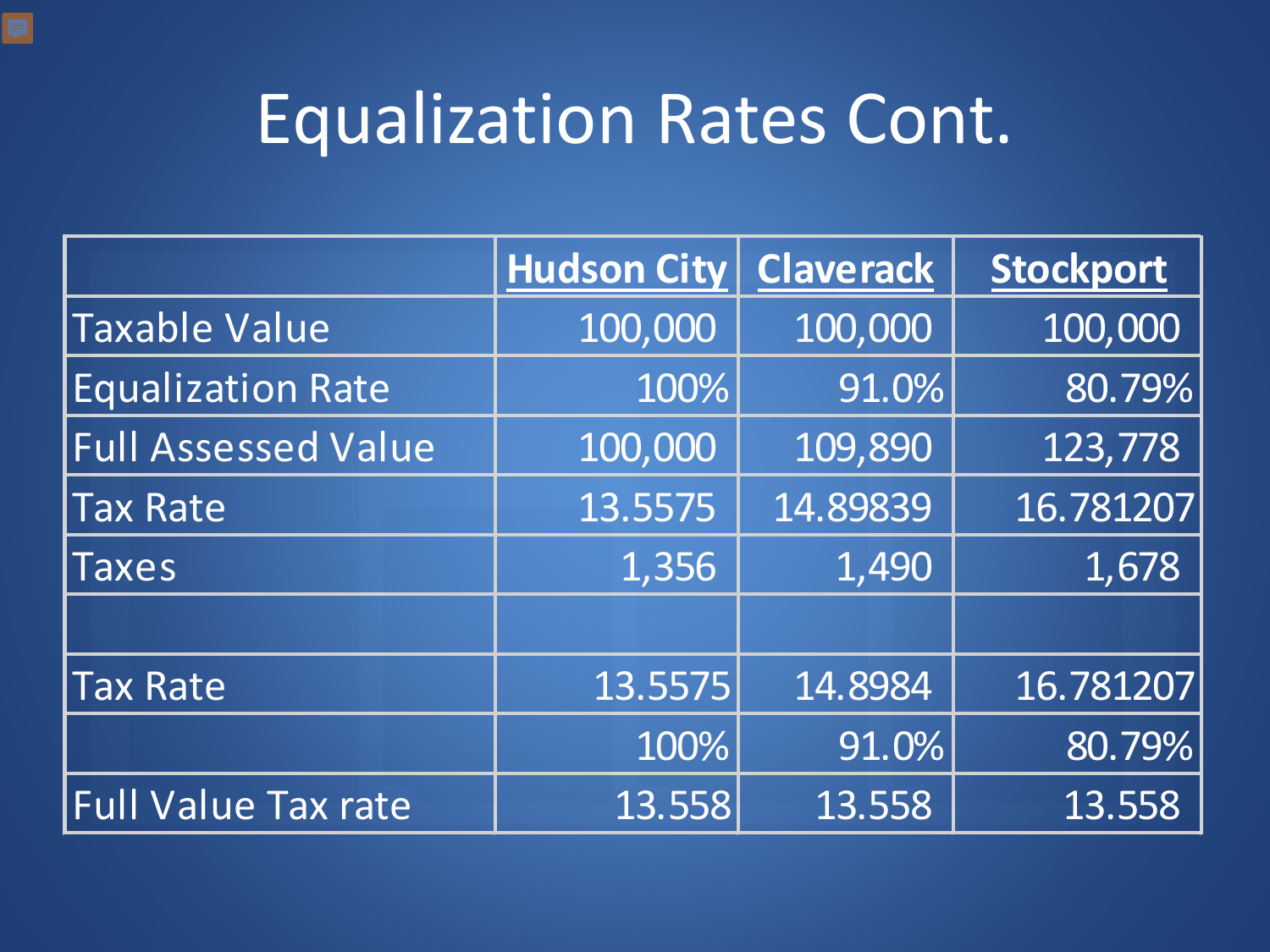# Equalization Rates Cont.

| | Hudson City | Claverack | Stockport |
|---|---|---|---|
| Taxable Value | 100,000 | 100,000 | 100,000 |
| Equalization Rate | 100% | 91.0% | 80.79% |
| Full Assessed Value | 100,000 | 109,890 | 123,778 |
| Tax Rate | 13.5575 | 14.89839 | 16.781207 |
| Taxes | 1,356 | 1,490 | 1,678 |
| | | | |
| Tax Rate | 13.5575 | 14.8984 | 16.781207 |
| | 100% | 91.0% | 80.79% |
| Full Value Tax rate | 13.558 | 13.558 | 13.558 |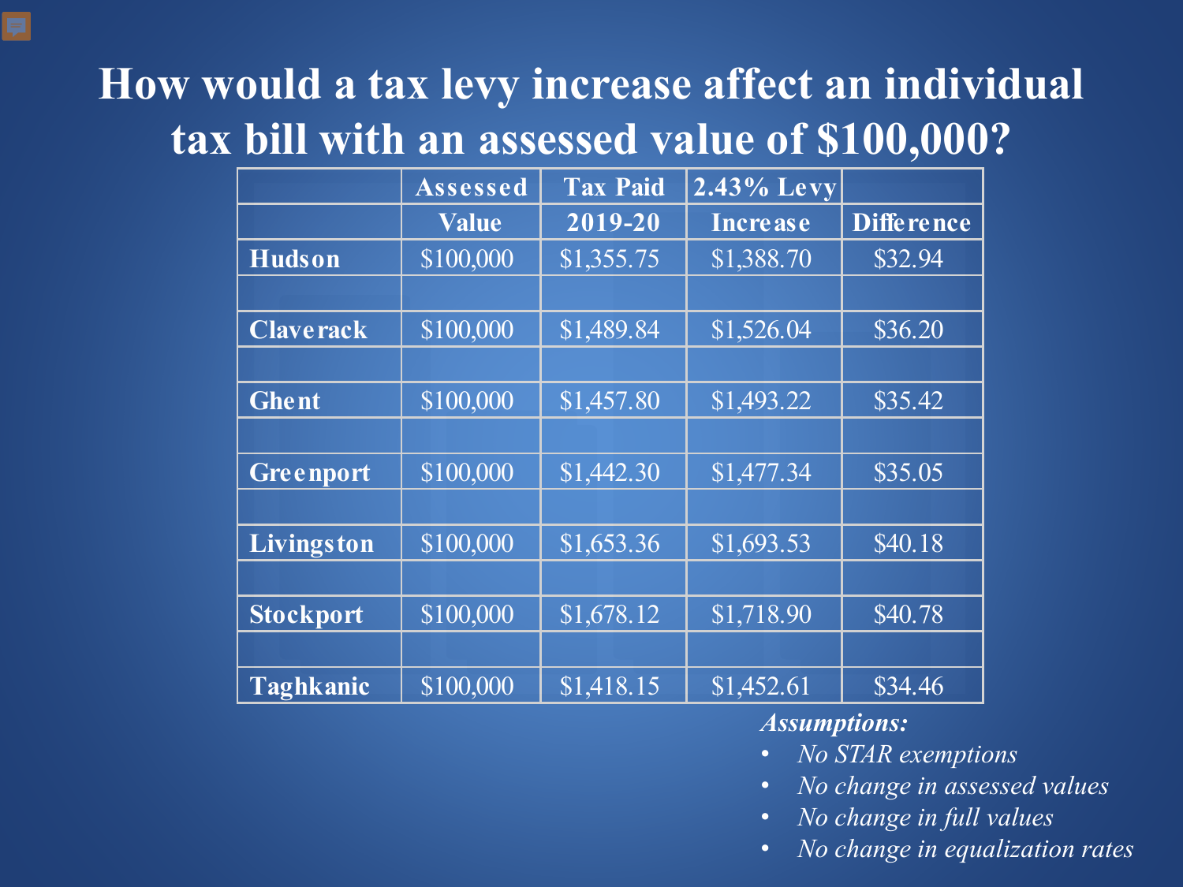# How would a tax levy increase affect an individual tax bill with an assessed value of $100,000?

| | Assessed Value | Tax Paid 2019-20 | 2.43% Levy Increase | Difference |
|---|---|---|---|---|
| **Hudson** | $100,000 | $1,355.75 | $1,388.70 | $32.94 |
| | | | | |
| **Claverack** | $100,000 | $1,489.84 | $1,526.04 | $36.20 |
| | | | | |
| **Ghent** | $100,000 | $1,457.80 | $1,493.22 | $35.42 |
| | | | | |
| **Greenport** | $100,000 | $1,442.30 | $1,477.34 | $35.05 |
| | | | | |
| **Livingston** | $100,000 | $1,653.36 | $1,693.53 | $40.18 |
| | | | | |
| **Stockport** | $100,000 | $1,678.12 | $1,718.90 | $40.78 |
| | | | | |
| **Taghkanic** | $100,000 | $1,418.15 | $1,452.61 | $34.46 |

***Assumptions:***

- *No STAR exemptions*
- *No change in assessed values*
- *No change in full values*
- *No change in equalization rates*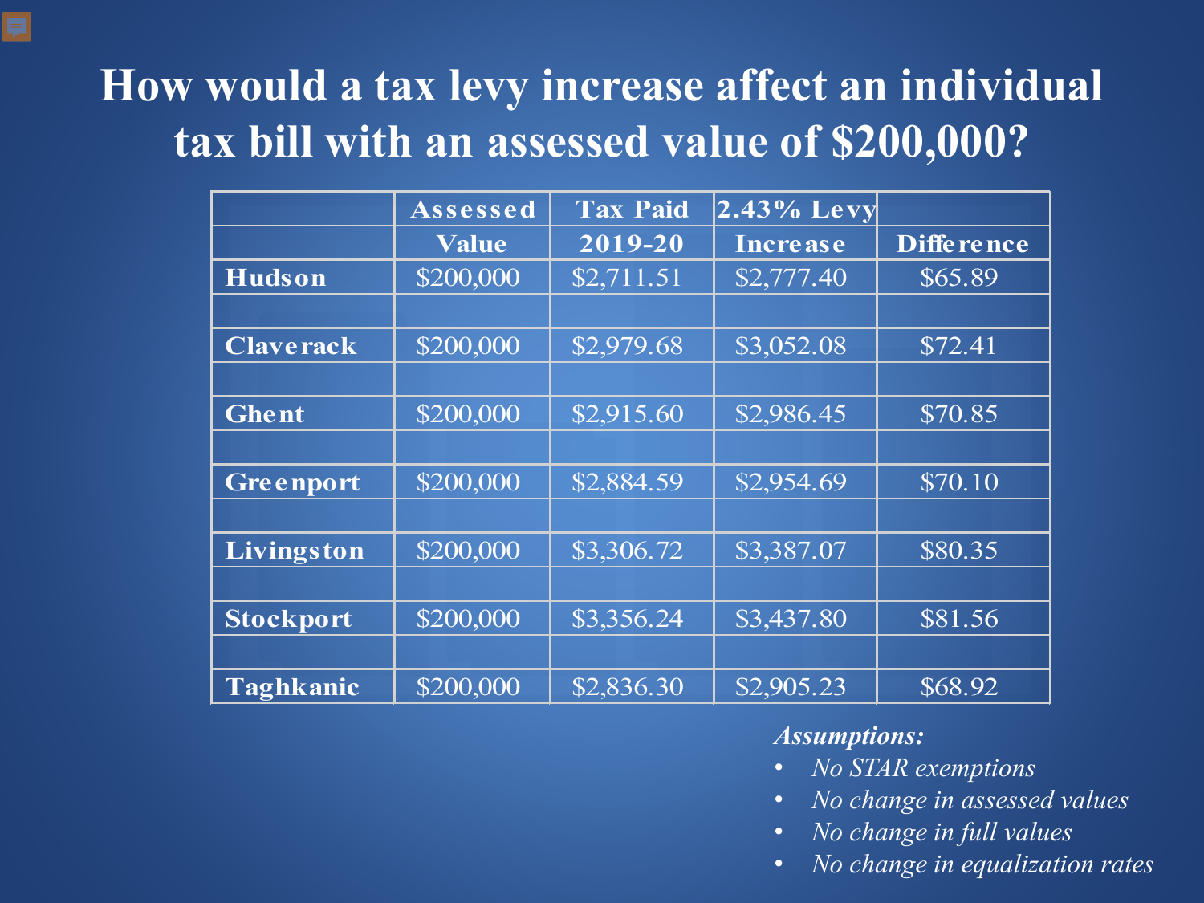# How would a tax levy increase affect an individual tax bill with an assessed value of $200,000?

| | Assessed Value | Tax Paid 2019-20 | 2.43% Levy Increase | Difference |
|---|---|---|---|---|
| **Hudson** | $200,000 | $2,711.51 | $2,777.40 | $65.89 |
| **Claverack** | $200,000 | $2,979.68 | $3,052.08 | $72.41 |
| **Ghent** | $200,000 | $2,915.60 | $2,986.45 | $70.85 |
| **Greenport** | $200,000 | $2,884.59 | $2,954.69 | $70.10 |
| **Livingston** | $200,000 | $3,306.72 | $3,387.07 | $80.35 |
| **Stockport** | $200,000 | $3,356.24 | $3,437.80 | $81.56 |
| **Taghkanic** | $200,000 | $2,836.30 | $2,905.23 | $68.92 |

***Assumptions:***

- *No STAR exemptions*
- *No change in assessed values*
- *No change in full values*
- *No change in equalization rates*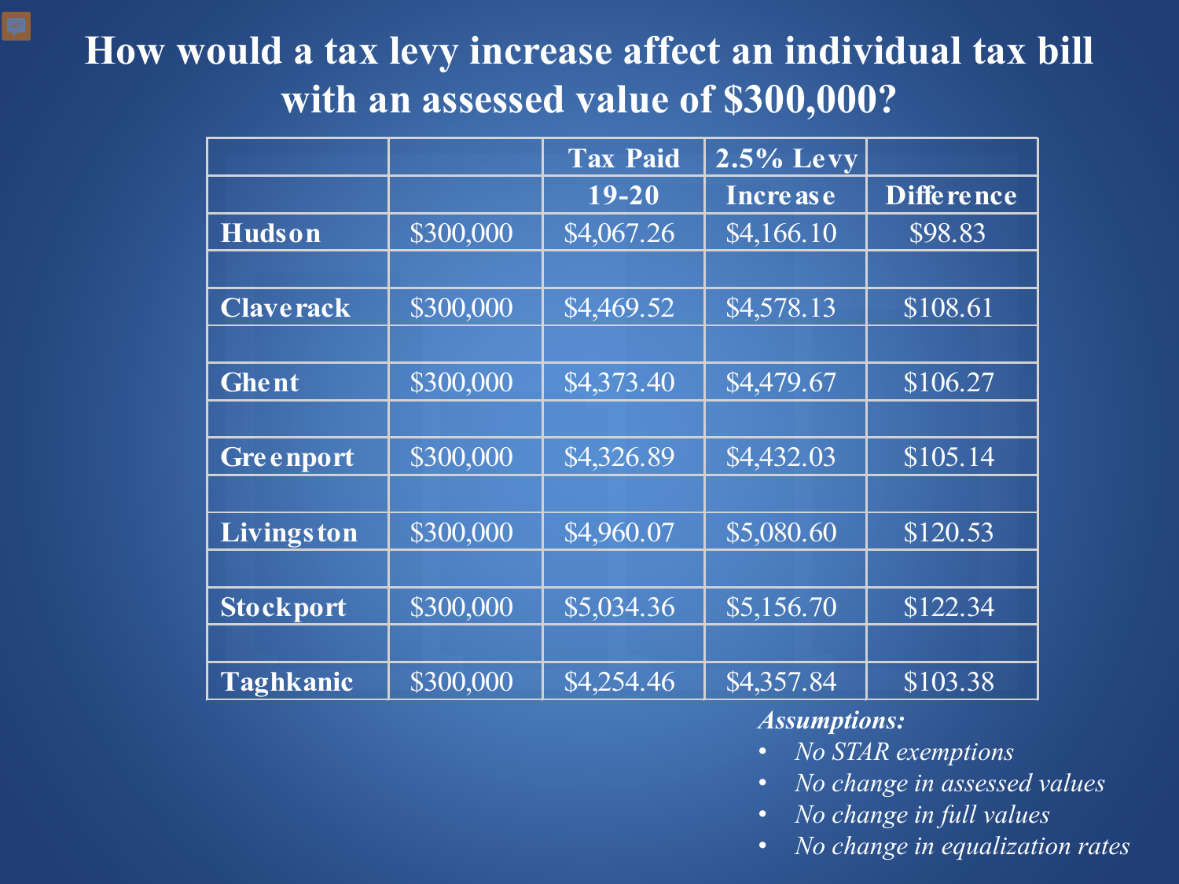# How would a tax levy increase affect an individual tax bill with an assessed value of $300,000?

| | | Tax Paid 19-20 | 2.5% Levy Increase | Difference |
|---|---|---|---|---|
| **Hudson** | $300,000 | $4,067.26 | $4,166.10 | $98.83 |
| | | | | |
| **Claverack** | $300,000 | $4,469.52 | $4,578.13 | $108.61 |
| | | | | |
| **Ghent** | $300,000 | $4,373.40 | $4,479.67 | $106.27 |
| | | | | |
| **Greenport** | $300,000 | $4,326.89 | $4,432.03 | $105.14 |
| | | | | |
| **Livingston** | $300,000 | $4,960.07 | $5,080.60 | $120.53 |
| | | | | |
| **Stockport** | $300,000 | $5,034.36 | $5,156.70 | $122.34 |
| | | | | |
| **Taghkanic** | $300,000 | $4,254.46 | $4,357.84 | $103.38 |

***Assumptions:***

- *No STAR exemptions*
- *No change in assessed values*
- *No change in full values*
- *No change in equalization rates*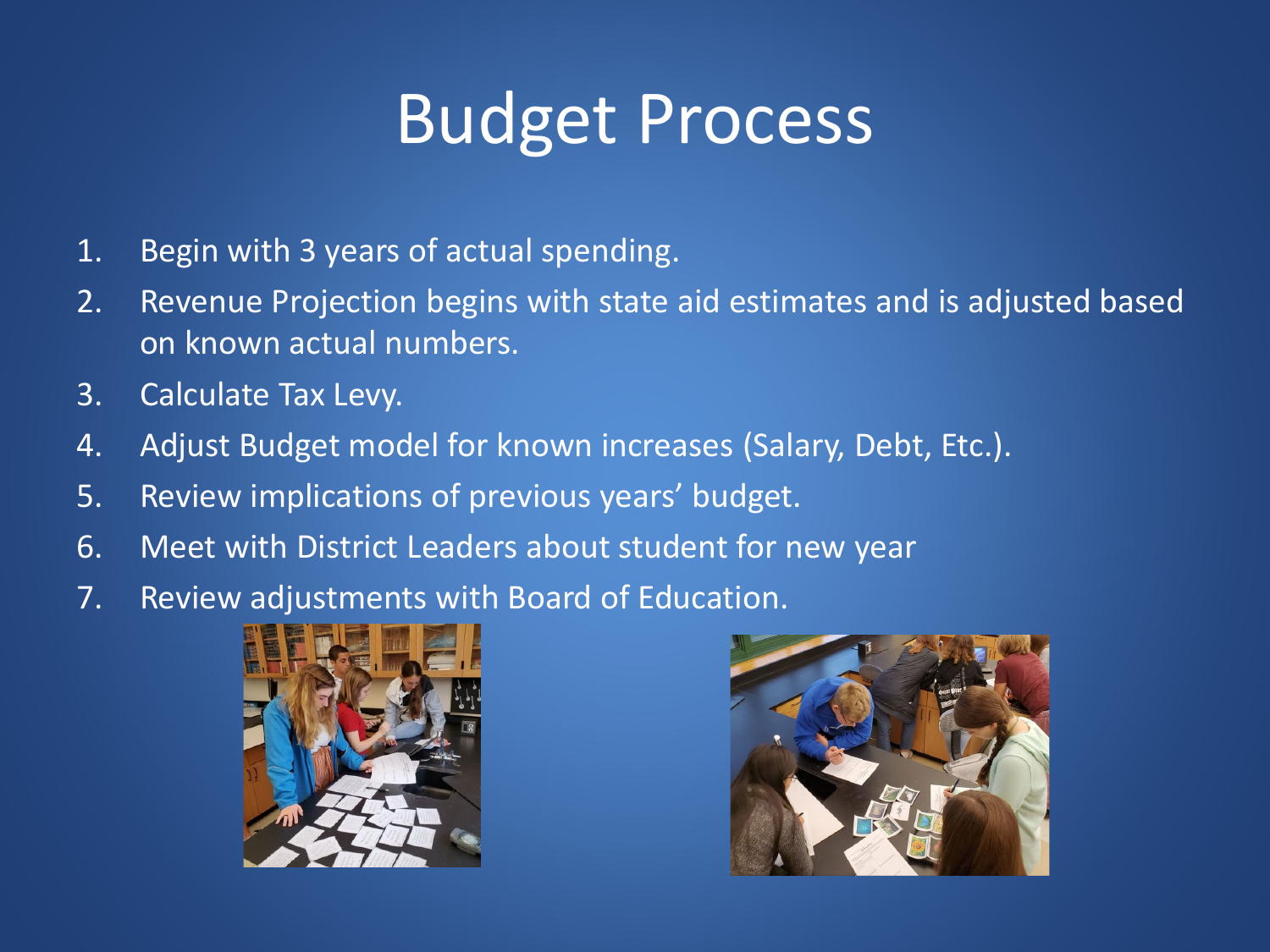# Budget Process

1. Begin with 3 years of actual spending.
2. Revenue Projection begins with state aid estimates and is adjusted based on known actual numbers.
3. Calculate Tax Levy.
4. Adjust Budget model for known increases (Salary, Debt, Etc.).
5. Review implications of previous years' budget.
6. Meet with District Leaders about student for new year
7. Review adjustments with Board of Education.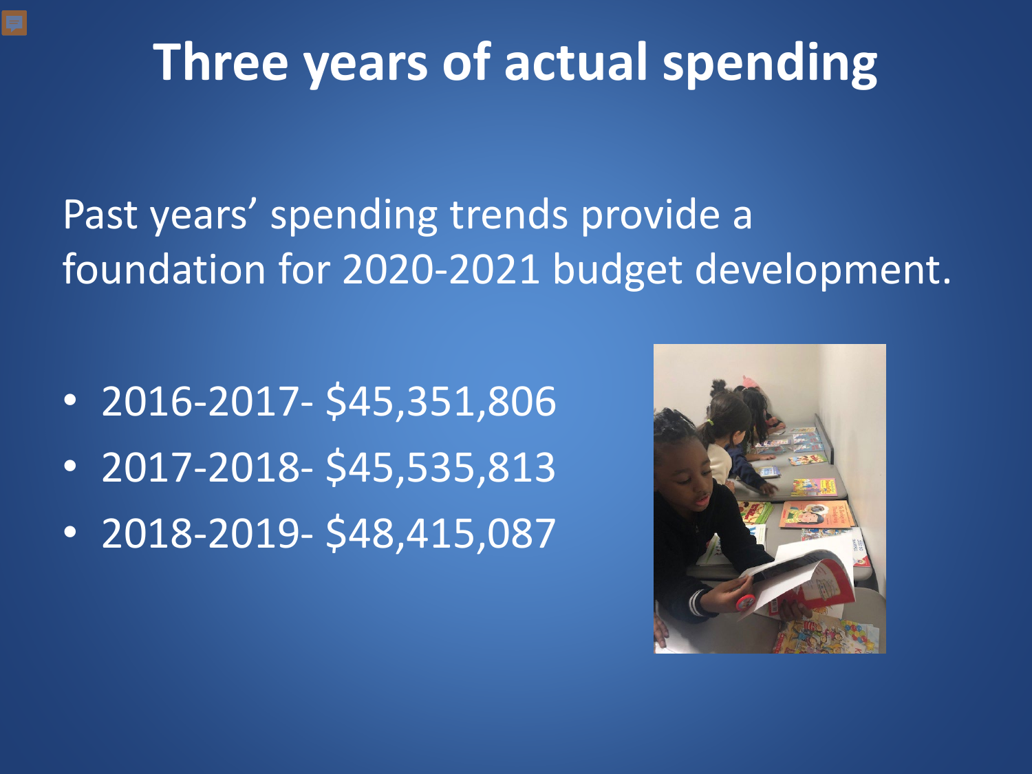# Three years of actual spending

Past years' spending trends provide a foundation for 2020-2021 budget development.

- 2016-2017- $45,351,806
- 2017-2018- $45,535,813
- 2018-2019- $48,415,087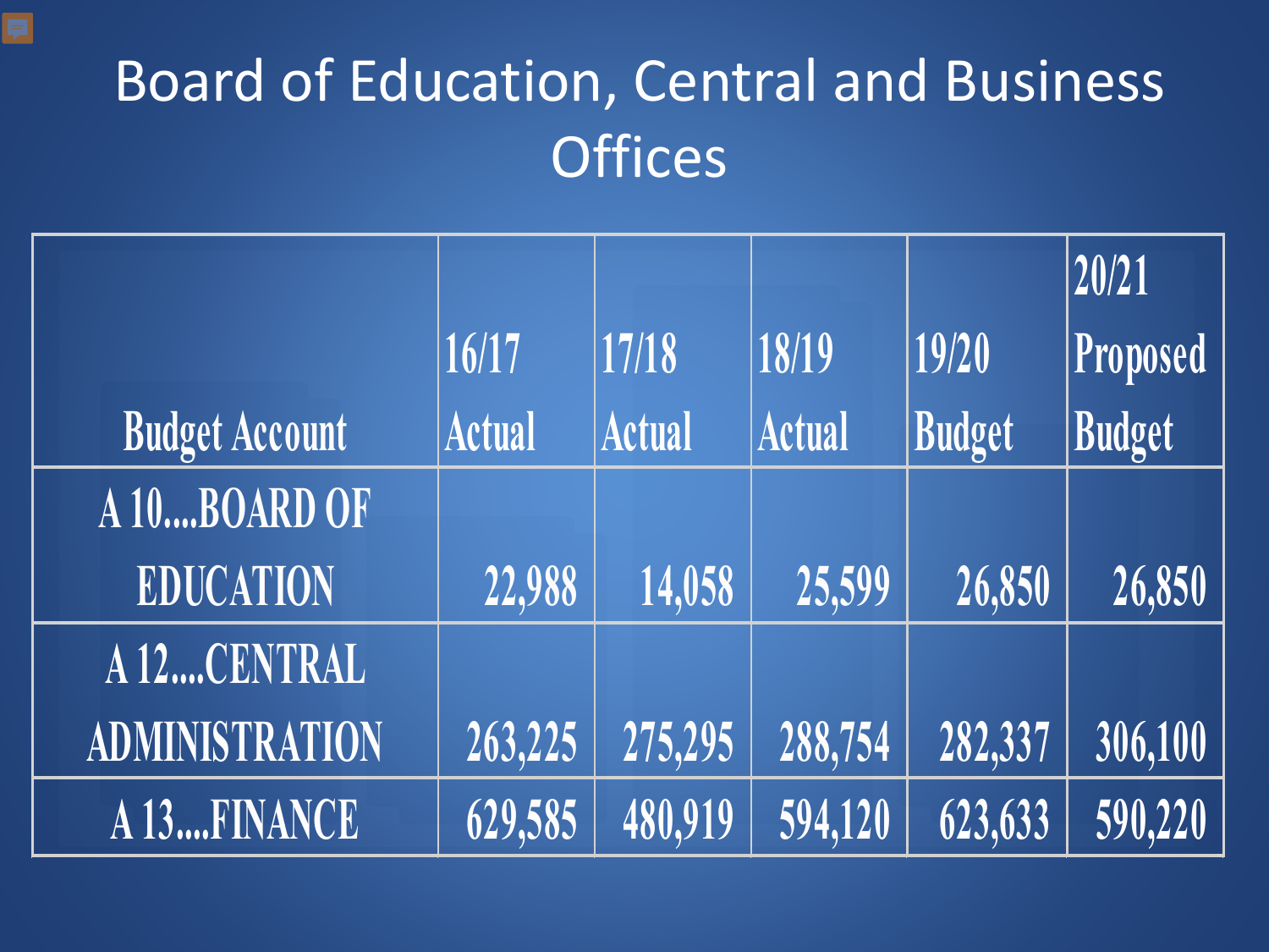# Board of Education, Central and Business Offices

| Budget Account | 16/17 Actual | 17/18 Actual | 18/19 Actual | 19/20 Budget | 20/21 Proposed Budget |
|---|---|---|---|---|---|
| A 10....BOARD OF EDUCATION | 22,988 | 14,058 | 25,599 | 26,850 | 26,850 |
| A 12....CENTRAL ADMINISTRATION | 263,225 | 275,295 | 288,754 | 282,337 | 306,100 |
| A 13....FINANCE | 629,585 | 480,919 | 594,120 | 623,633 | 590,220 |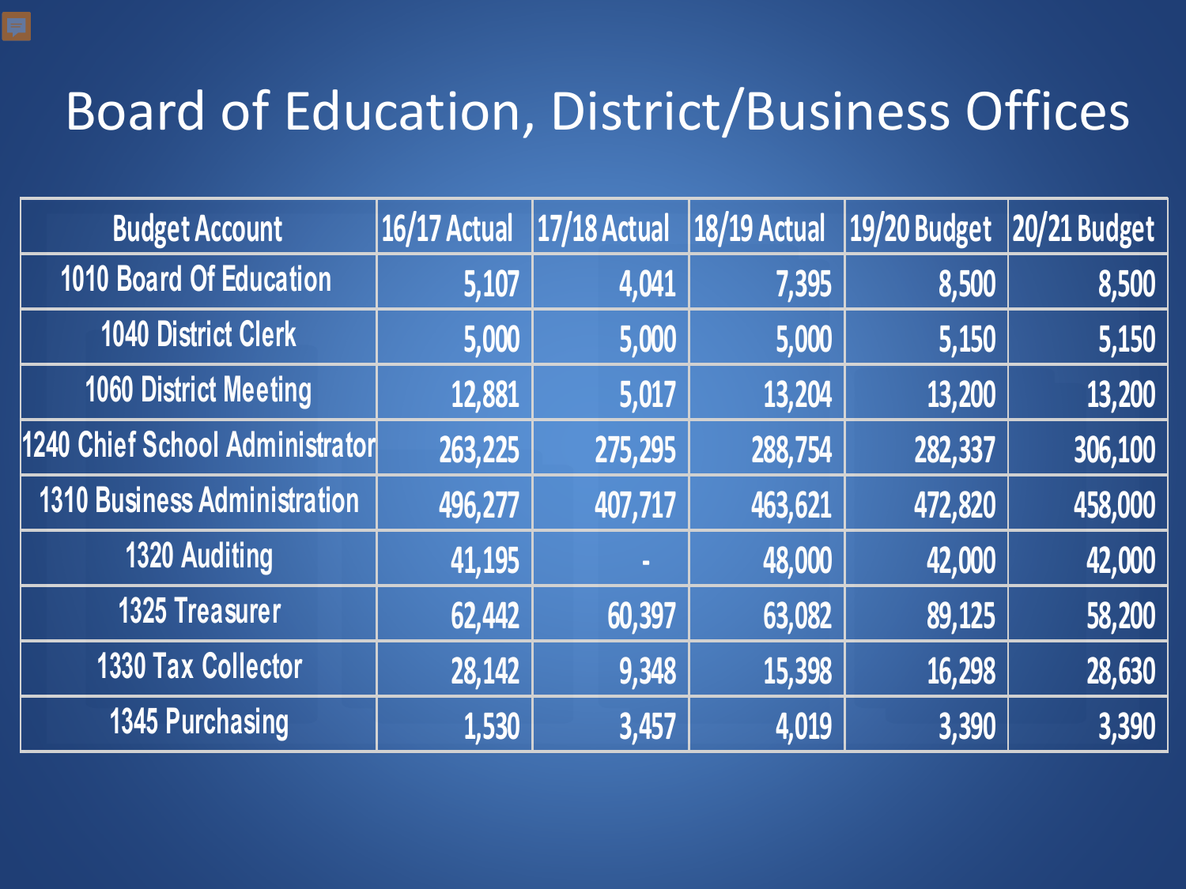# Board of Education, District/Business Offices

| Budget Account | 16/17 Actual | 17/18 Actual | 18/19 Actual | 19/20 Budget | 20/21 Budget |
|---|---|---|---|---|---|
| 1010 Board Of Education | 5,107 | 4,041 | 7,395 | 8,500 | 8,500 |
| 1040 District Clerk | 5,000 | 5,000 | 5,000 | 5,150 | 5,150 |
| 1060 District Meeting | 12,881 | 5,017 | 13,204 | 13,200 | 13,200 |
| 1240 Chief School Administrator | 263,225 | 275,295 | 288,754 | 282,337 | 306,100 |
| 1310 Business Administration | 496,277 | 407,717 | 463,621 | 472,820 | 458,000 |
| 1320 Auditing | 41,195 | - | 48,000 | 42,000 | 42,000 |
| 1325 Treasurer | 62,442 | 60,397 | 63,082 | 89,125 | 58,200 |
| 1330 Tax Collector | 28,142 | 9,348 | 15,398 | 16,298 | 28,630 |
| 1345 Purchasing | 1,530 | 3,457 | 4,019 | 3,390 | 3,390 |